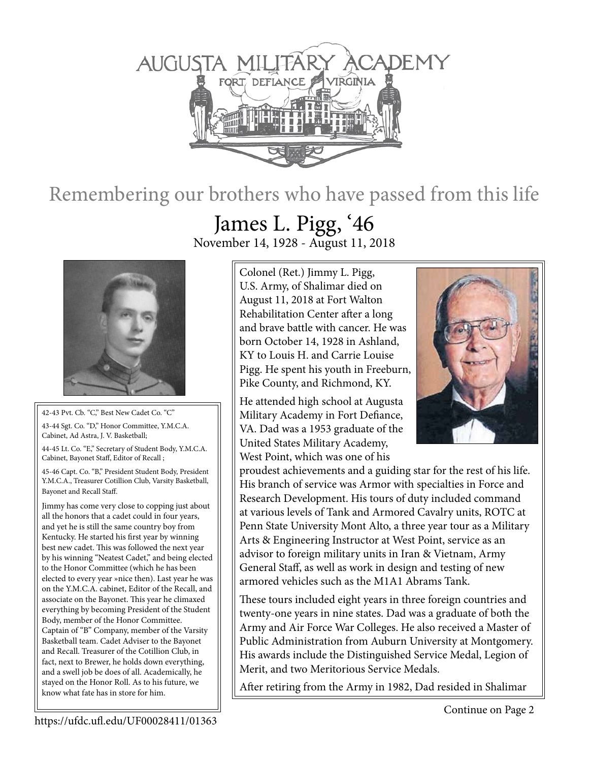# AUGUSTA MILITARY ACADEMY

FORT DEFIANCE VIRGINIA

## Remembering our brothers who have passed from this life

## James L. Pigg, '46

November 14, 1928 - August 11, 2018

42-43 Pvt. Cb. "C," Best New Cadet Co. "C"

43-44 Sgt. Co. "D," Honor Committee, Y.M.C.A. Cabinet, Ad Astra, J. V. Basketball;

44-45 Lt. Co. "E," Secretary of Student Body, Y.M.C.A. Cabinet, Bayonet Staff, Editor of Recall ;

45-46 Capt. Co. "B," President Student Body, President Y.M.C.A., Treasurer Cotillion Club, Varsity Basketball, Bayonet and Recall Staff.

Jimmy has come very close to copping just about all the honors that a cadet could in four years, and yet he is still the same country boy from Kentucky. He started his first year by winning best new cadet. This was followed the next year by his winning "Neatest Cadet," and being elected to the Honor Committee (which he has been elected to every year »nice then). Last year he was on the Y.M.C.A. cabinet, Editor of the Recall, and associate on the Bayonet. This year he climaxed everything by becoming President of the Student Body, member of the Honor Committee. Captain of "B" Company, member of the Varsity Basketball team. Cadet Adviser to the Bayonet and Recall. Treasurer of the Cotillion Club, in fact, next to Brewer, he holds down everything, and a swell job be does of all. Academically, he stayed on the Honor Roll. As to his future, we know what fate has in store for him.

Colonel (Ret.) Jimmy L. Pigg, U.S. Army, of Shalimar died on August 11, 2018 at Fort Walton Rehabilitation Center after a long and brave battle with cancer. He was born October 14, 1928 in Ashland, KY to Louis H. and Carrie Louise Pigg. He spent his youth in Freeburn, Pike County, and Richmond, KY.

He attended high school at Augusta Military Academy in Fort Defiance, VA. Dad was a 1953 graduate of the United States Military Academy, West Point, which was one of his proudest achievements and a guiding star for the rest of his life. His branch of service was Armor with specialties in Force and Research Development. His tours of duty included command at various levels of Tank and Armored Cavalry units, ROTC at Penn State University Mont Alto, a three year tour as a Military Arts & Engineering Instructor at West Point, service as an advisor to foreign military units in Iran & Vietnam, Army General Staff, as well as work in design and testing of new armored vehicles such as the M1A1 Abrams Tank.

These tours included eight years in three foreign countries and twenty-one years in nine states. Dad was a graduate of both the Army and Air Force War Colleges. He also received a Master of Public Administration from Auburn University at Montgomery. His awards include the Distinguished Service Medal, Legion of Merit, and two Meritorious Service Medals.

After retiring from the Army in 1982, Dad resided in Shalimar

Continue on Page 2

https://ufdc.ufl.edu/UF00028411/01363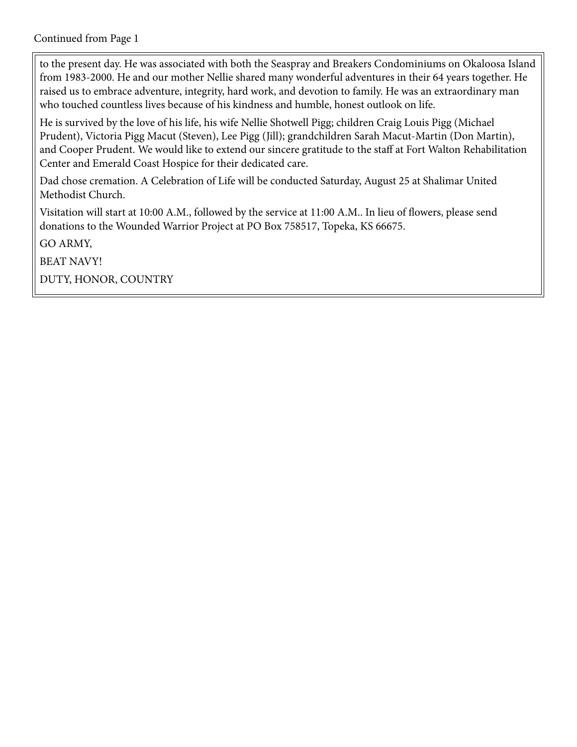Continued from Page 1

to the present day. He was associated with both the Seaspray and Breakers Condominiums on Okaloosa Island from 1983-2000. He and our mother Nellie shared many wonderful adventures in their 64 years together. He raised us to embrace adventure, integrity, hard work, and devotion to family. He was an extraordinary man who touched countless lives because of his kindness and humble, honest outlook on life.

He is survived by the love of his life, his wife Nellie Shotwell Pigg; children Craig Louis Pigg (Michael Prudent), Victoria Pigg Macut (Steven), Lee Pigg (Jill); grandchildren Sarah Macut-Martin (Don Martin), and Cooper Prudent. We would like to extend our sincere gratitude to the staff at Fort Walton Rehabilitation Center and Emerald Coast Hospice for their dedicated care.

Dad chose cremation. A Celebration of Life will be conducted Saturday, August 25 at Shalimar United Methodist Church.

Visitation will start at 10:00 A.M., followed by the service at 11:00 A.M.. In lieu of flowers, please send donations to the Wounded Warrior Project at PO Box 758517, Topeka, KS 66675.

GO ARMY,

BEAT NAVY!

DUTY, HONOR, COUNTRY